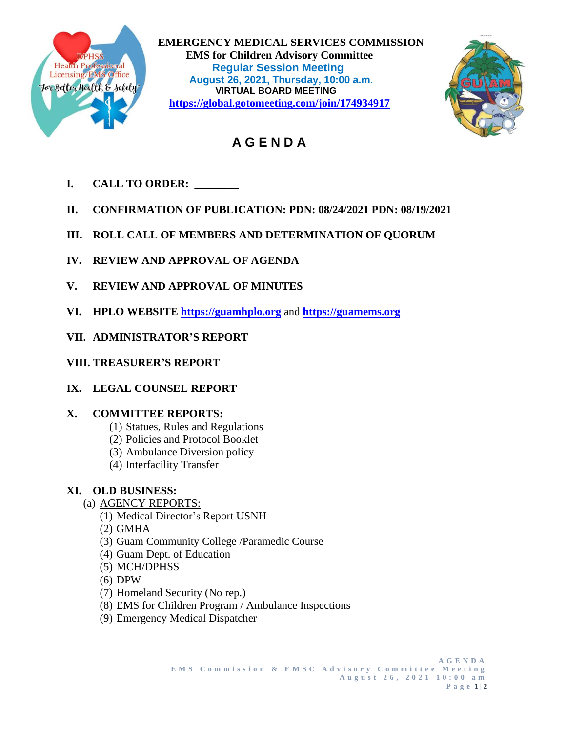**EMERGENCY MEDICAL SERVICES COMMISSION**
**EMS for Children Advisory Committee**
**Regular Session Meeting**
**August 26, 2021, Thursday, 10:00 a.m.**
**VIRTUAL BOARD MEETING**
**https://global.gotomeeting.com/join/174934917**

# A G E N D A

**I. CALL TO ORDER: ________**

**II. CONFIRMATION OF PUBLICATION: PDN: 08/24/2021 PDN: 08/19/2021**

**III. ROLL CALL OF MEMBERS AND DETERMINATION OF QUORUM**

**IV. REVIEW AND APPROVAL OF AGENDA**

**V. REVIEW AND APPROVAL OF MINUTES**

**VI. HPLO WEBSITE https://guamhplo.org and https://guamems.org**

**VII. ADMINISTRATOR'S REPORT**

**VIII. TREASURER'S REPORT**

**IX. LEGAL COUNSEL REPORT**

**X. COMMITTEE REPORTS:**

(1) Statues, Rules and Regulations
(2) Policies and Protocol Booklet
(3) Ambulance Diversion policy
(4) Interfacility Transfer

**XI. OLD BUSINESS:**

(a) AGENCY REPORTS:

(1) Medical Director's Report USNH
(2) GMHA
(3) Guam Community College /Paramedic Course
(4) Guam Dept. of Education
(5) MCH/DPHSS
(6) DPW
(7) Homeland Security (No rep.)
(8) EMS for Children Program / Ambulance Inspections
(9) Emergency Medical Dispatcher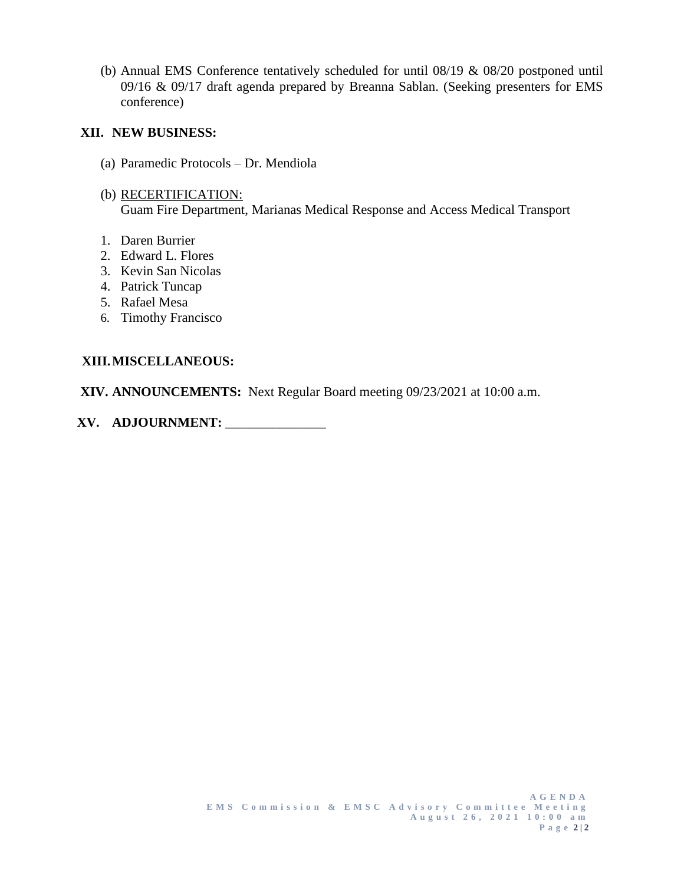(b) Annual EMS Conference tentatively scheduled for until 08/19 & 08/20 postponed until 09/16 & 09/17 draft agenda prepared by Breanna Sablan. (Seeking presenters for EMS conference)

## XII. NEW BUSINESS:

(a) Paramedic Protocols – Dr. Mendiola

(b) RECERTIFICATION:
Guam Fire Department, Marianas Medical Response and Access Medical Transport

1. Daren Burrier
2. Edward L. Flores
3. Kevin San Nicolas
4. Patrick Tuncap
5. Rafael Mesa
6. Timothy Francisco

## XIII. MISCELLANEOUS:

## XIV. ANNOUNCEMENTS: Next Regular Board meeting 09/23/2021 at 10:00 a.m.

## XV. ADJOURNMENT: _______________